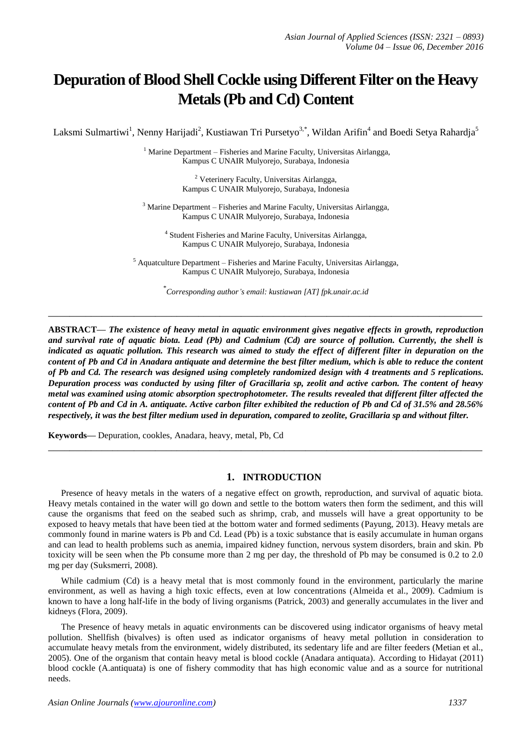# Depuration of Blood Shell Cockle using Different Filter on the Heavy Metals (Pb and Cd) Content

Laksmi Sulmartiwi[1], Nenny Harijadi[2], Kustiawan Tri Pursetyo[3,*], Wildan Arifin[4] and Boedi Setya Rahardja[5]

[1] Marine Department – Fisheries and Marine Faculty, Universitas Airlangga, Kampus C UNAIR Mulyorejo, Surabaya, Indonesia

[2] Veterinery Faculty, Universitas Airlangga, Kampus C UNAIR Mulyorejo, Surabaya, Indonesia

[3] Marine Department – Fisheries and Marine Faculty, Universitas Airlangga, Kampus C UNAIR Mulyorejo, Surabaya, Indonesia

[4] Student Fisheries and Marine Faculty, Universitas Airlangga, Kampus C UNAIR Mulyorejo, Surabaya, Indonesia

[5] Aquatculture Department – Fisheries and Marine Faculty, Universitas Airlangga, Kampus C UNAIR Mulyorejo, Surabaya, Indonesia

[*] *Corresponding author's email: kustiawan [AT] fpk.unair.ac.id*

---

**ABSTRACT— *The existence of heavy metal in aquatic environment gives negative effects in growth, reproduction and survival rate of aquatic biota. Lead (Pb) and Cadmium (Cd) are source of pollution. Currently, the shell is indicated as aquatic pollution. This research was aimed to study the effect of different filter in depuration on the content of Pb and Cd in Anadara antiquate and determine the best filter medium, which is able to reduce the content of Pb and Cd. The research was designed using completely randomized design with 4 treatments and 5 replications. Depuration process was conducted by using filter of Gracillaria sp, zeolit and active carbon. The content of heavy metal was examined using atomic absorption spectrophotometer. The results revealed that different filter affected the content of Pb and Cd in A. antiquate. Active carbon filter exhibited the reduction of Pb and Cd of 31.5% and 28.56% respectively, it was the best filter medium used in depuration, compared to zeolite, Gracillaria sp and without filter.***

**Keywords—** Depuration, cookles, Anadara, heavy, metal, Pb, Cd

---

## 1. INTRODUCTION

Presence of heavy metals in the waters of a negative effect on growth, reproduction, and survival of aquatic biota. Heavy metals contained in the water will go down and settle to the bottom waters then form the sediment, and this will cause the organisms that feed on the seabed such as shrimp, crab, and mussels will have a great opportunity to be exposed to heavy metals that have been tied at the bottom water and formed sediments (Payung, 2013). Heavy metals are commonly found in marine waters is Pb and Cd. Lead (Pb) is a toxic substance that is easily accumulate in human organs and can lead to health problems such as anemia, impaired kidney function, nervous system disorders, brain and skin. Pb toxicity will be seen when the Pb consume more than 2 mg per day, the threshold of Pb may be consumed is 0.2 to 2.0 mg per day (Suksmerri, 2008).

While cadmium (Cd) is a heavy metal that is most commonly found in the environment, particularly the marine environment, as well as having a high toxic effects, even at low concentrations (Almeida et al., 2009). Cadmium is known to have a long half-life in the body of living organisms (Patrick, 2003) and generally accumulates in the liver and kidneys (Flora, 2009).

The Presence of heavy metals in aquatic environments can be discovered using indicator organisms of heavy metal pollution. Shellfish (bivalves) is often used as indicator organisms of heavy metal pollution in consideration to accumulate heavy metals from the environment, widely distributed, its sedentary life and are filter feeders (Metian et al., 2005). One of the organism that contain heavy metal is blood cockle (Anadara antiquata). According to Hidayat (2011) blood cockle (A.antiquata) is one of fishery commodity that has high economic value and as a source for nutritional needs.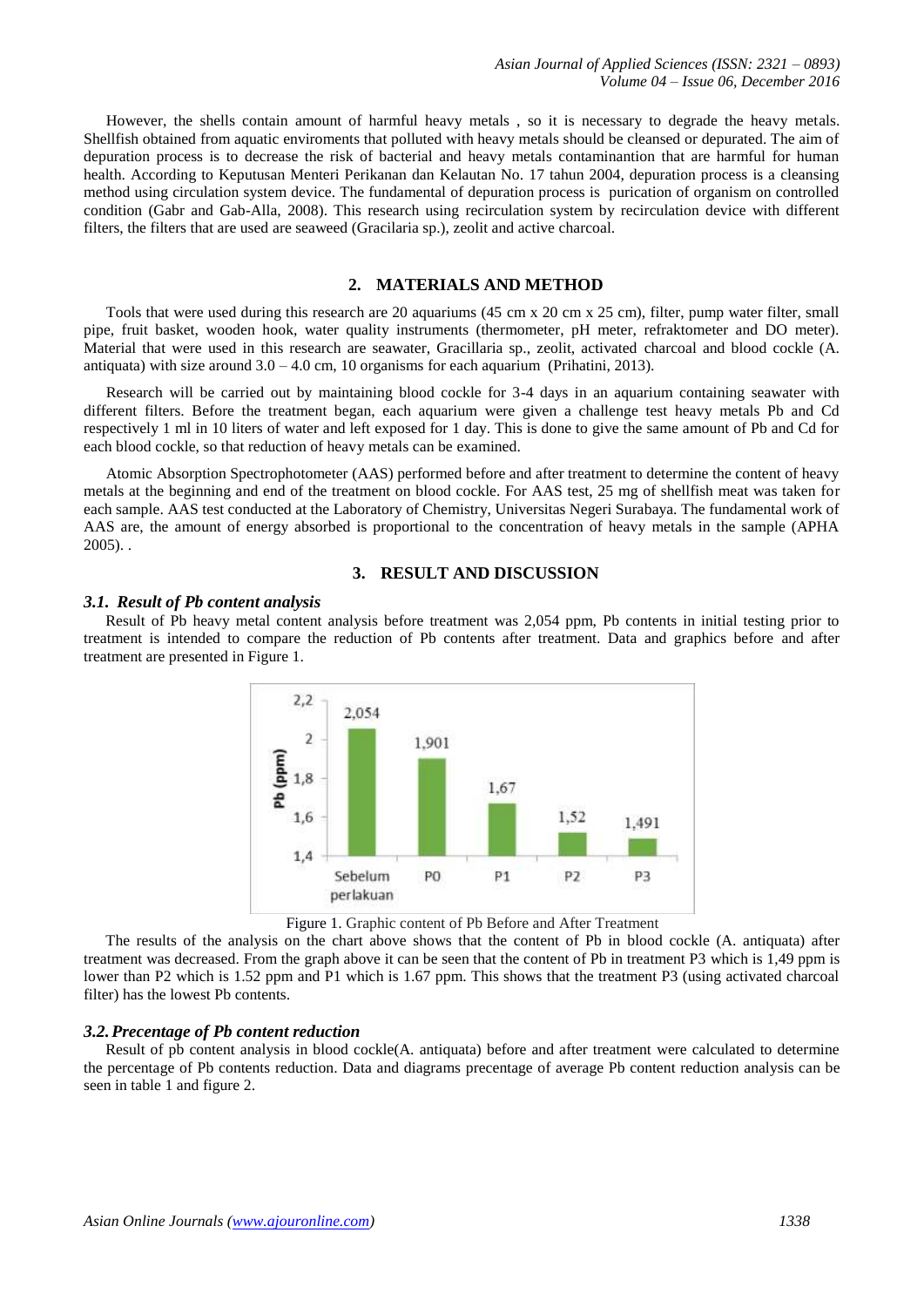However, the shells contain amount of harmful heavy metals , so it is necessary to degrade the heavy metals. Shellfish obtained from aquatic enviroments that polluted with heavy metals should be cleansed or depurated. The aim of depuration process is to decrease the risk of bacterial and heavy metals contaminantion that are harmful for human health. According to Keputusan Menteri Perikanan dan Kelautan No. 17 tahun 2004, depuration process is a cleansing method using circulation system device. The fundamental of depuration process is purication of organism on controlled condition (Gabr and Gab-Alla, 2008). This research using recirculation system by recirculation device with different filters, the filters that are used are seaweed (Gracilaria sp.), zeolit and active charcoal.

## 2. MATERIALS AND METHOD

Tools that were used during this research are 20 aquariums (45 cm x 20 cm x 25 cm), filter, pump water filter, small pipe, fruit basket, wooden hook, water quality instruments (thermometer, pH meter, refraktometer and DO meter). Material that were used in this research are seawater, Gracillaria sp., zeolit, activated charcoal and blood cockle (A. antiquata) with size around 3.0 – 4.0 cm, 10 organisms for each aquarium (Prihatini, 2013).

Research will be carried out by maintaining blood cockle for 3-4 days in an aquarium containing seawater with different filters. Before the treatment began, each aquarium were given a challenge test heavy metals Pb and Cd respectively 1 ml in 10 liters of water and left exposed for 1 day. This is done to give the same amount of Pb and Cd for each blood cockle, so that reduction of heavy metals can be examined.

Atomic Absorption Spectrophotometer (AAS) performed before and after treatment to determine the content of heavy metals at the beginning and end of the treatment on blood cockle. For AAS test, 25 mg of shellfish meat was taken for each sample. AAS test conducted at the Laboratory of Chemistry, Universitas Negeri Surabaya. The fundamental work of AAS are, the amount of energy absorbed is proportional to the concentration of heavy metals in the sample (APHA 2005). .

## 3. RESULT AND DISCUSSION

### *3.1. Result of Pb content analysis*

Result of Pb heavy metal content analysis before treatment was 2,054 ppm, Pb contents in initial testing prior to treatment is intended to compare the reduction of Pb contents after treatment. Data and graphics before and after treatment are presented in Figure 1.

| | Sebelum perlakuan | P0 | P1 | P2 | P3 |
|---|---|---|---|---|---|
| Pb (ppm) | 2,054 | 1,901 | 1,67 | 1,52 | 1,491 |

Figure 1. Graphic content of Pb Before and After Treatment

The results of the analysis on the chart above shows that the content of Pb in blood cockle (A. antiquata) after treatment was decreased. From the graph above it can be seen that the content of Pb in treatment P3 which is 1,49 ppm is lower than P2 which is 1.52 ppm and P1 which is 1.67 ppm. This shows that the treatment P3 (using activated charcoal filter) has the lowest Pb contents.

### *3.2. Precentage of Pb content reduction*

Result of pb content analysis in blood cockle(A. antiquata) before and after treatment were calculated to determine the percentage of Pb contents reduction. Data and diagrams precentage of average Pb content reduction analysis can be seen in table 1 and figure 2.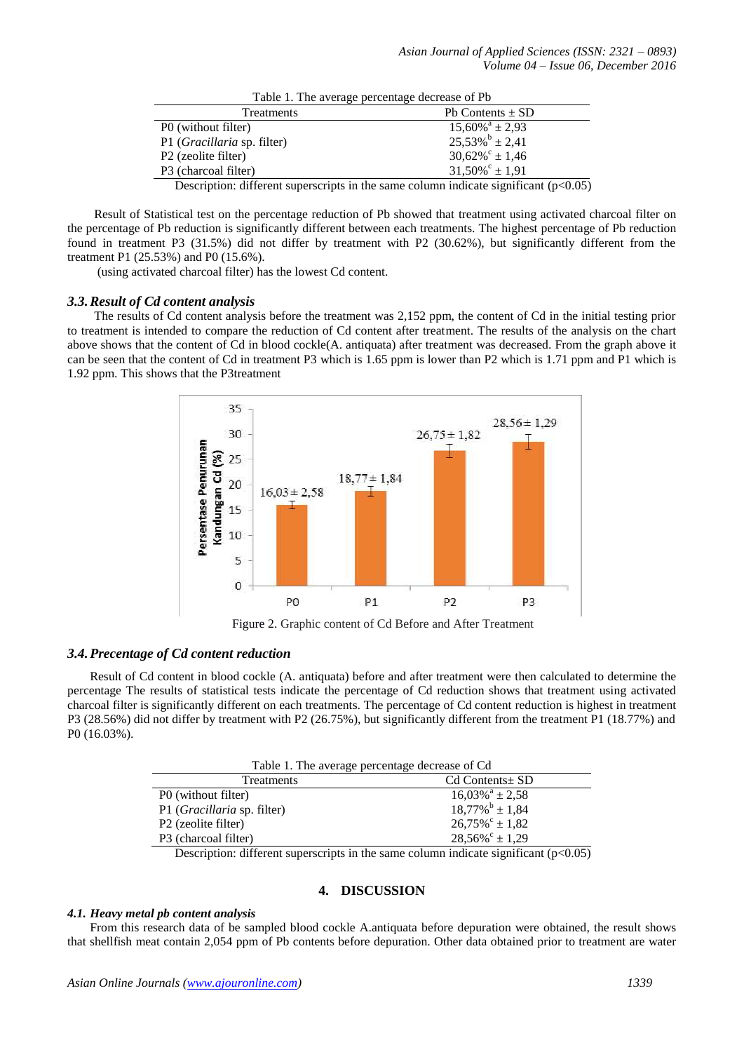Table 1. The average percentage decrease of Pb

| Treatments | Pb Contents ± SD |
|---|---|
| P0 (without filter) | 15,60%[a] ± 2,93 |
| P1 (*Gracillaria* sp. filter) | 25,53%[b] ± 2,41 |
| P2 (zeolite filter) | 30,62%[c] ± 1,46 |
| P3 (charcoal filter) | 31,50%[c] ± 1,91 |

Description: different superscripts in the same column indicate significant ($p<0.05$)

Result of Statistical test on the percentage reduction of Pb showed that treatment using activated charcoal filter on the percentage of Pb reduction is significantly different between each treatments. The highest percentage of Pb reduction found in treatment P3 (31.5%) did not differ by treatment with P2 (30.62%), but significantly different from the treatment P1 (25.53%) and P0 (15.6%).

(using activated charcoal filter) has the lowest Cd content.

### 3.3. Result of Cd content analysis

The results of Cd content analysis before the treatment was 2,152 ppm, the content of Cd in the initial testing prior to treatment is intended to compare the reduction of Cd content after treatment. The results of the analysis on the chart above shows that the content of Cd in blood cockle(A. antiquata) after treatment was decreased. From the graph above it can be seen that the content of Cd in treatment P3 which is 1.65 ppm is lower than P2 which is 1.71 ppm and P1 which is 1.92 ppm. This shows that the P3treatment

Figure 2. Graphic content of Cd Before and After Treatment

### 3.4. Precentage of Cd content reduction

Result of Cd content in blood cockle (A. antiquata) before and after treatment were then calculated to determine the percentage The results of statistical tests indicate the percentage of Cd reduction shows that treatment using activated charcoal filter is significantly different on each treatments. The percentage of Cd content reduction is highest in treatment P3 (28.56%) did not differ by treatment with P2 (26.75%), but significantly different from the treatment P1 (18.77%) and P0 (16.03%).

Table 1. The average percentage decrease of Cd

| Treatments | Cd Contents± SD |
|---|---|
| P0 (without filter) | 16,03%[a] ± 2,58 |
| P1 (*Gracillaria* sp. filter) | 18,77%[b] ± 1,84 |
| P2 (zeolite filter) | 26,75%[c] ± 1,82 |
| P3 (charcoal filter) | 28,56%[c] ± 1,29 |

Description: different superscripts in the same column indicate significant ($p<0.05$)

## 4. DISCUSSION

### 4.1. Heavy metal pb content analysis

From this research data of be sampled blood cockle A.antiquata before depuration were obtained, the result shows that shellfish meat contain 2,054 ppm of Pb contents before depuration. Other data obtained prior to treatment are water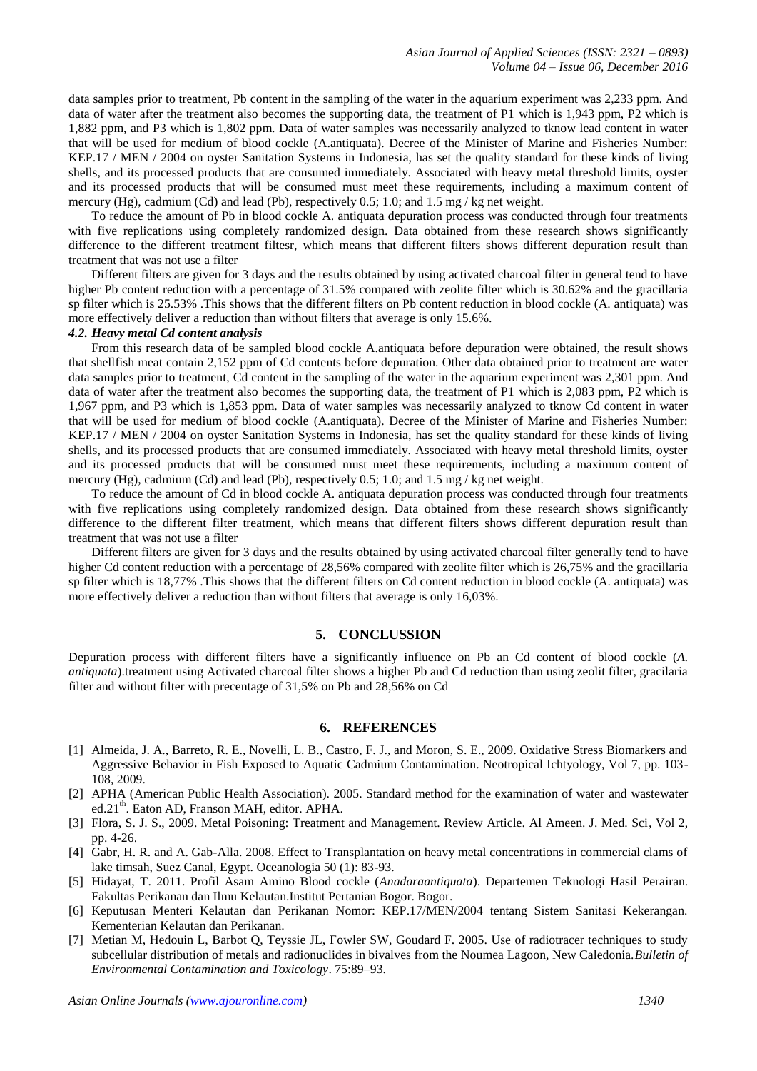data samples prior to treatment, Pb content in the sampling of the water in the aquarium experiment was 2,233 ppm. And data of water after the treatment also becomes the supporting data, the treatment of P1 which is 1,943 ppm, P2 which is 1,882 ppm, and P3 which is 1,802 ppm. Data of water samples was necessarily analyzed to tknow lead content in water that will be used for medium of blood cockle (A.antiquata). Decree of the Minister of Marine and Fisheries Number: KEP.17 / MEN / 2004 on oyster Sanitation Systems in Indonesia, has set the quality standard for these kinds of living shells, and its processed products that are consumed immediately. Associated with heavy metal threshold limits, oyster and its processed products that will be consumed must meet these requirements, including a maximum content of mercury (Hg), cadmium (Cd) and lead (Pb), respectively 0.5; 1.0; and 1.5 mg / kg net weight.

To reduce the amount of Pb in blood cockle A. antiquata depuration process was conducted through four treatments with five replications using completely randomized design. Data obtained from these research shows significantly difference to the different treatment filtesr, which means that different filters shows different depuration result than treatment that was not use a filter

Different filters are given for 3 days and the results obtained by using activated charcoal filter in general tend to have higher Pb content reduction with a percentage of 31.5% compared with zeolite filter which is 30.62% and the gracillaria sp filter which is 25.53% .This shows that the different filters on Pb content reduction in blood cockle (A. antiquata) was more effectively deliver a reduction than without filters that average is only 15.6%.

### *4.2. Heavy metal Cd content analysis*

From this research data of be sampled blood cockle A.antiquata before depuration were obtained, the result shows that shellfish meat contain 2,152 ppm of Cd contents before depuration. Other data obtained prior to treatment are water data samples prior to treatment, Cd content in the sampling of the water in the aquarium experiment was 2,301 ppm. And data of water after the treatment also becomes the supporting data, the treatment of P1 which is 2,083 ppm, P2 which is 1,967 ppm, and P3 which is 1,853 ppm. Data of water samples was necessarily analyzed to tknow Cd content in water that will be used for medium of blood cockle (A.antiquata). Decree of the Minister of Marine and Fisheries Number: KEP.17 / MEN / 2004 on oyster Sanitation Systems in Indonesia, has set the quality standard for these kinds of living shells, and its processed products that are consumed immediately. Associated with heavy metal threshold limits, oyster and its processed products that will be consumed must meet these requirements, including a maximum content of mercury (Hg), cadmium (Cd) and lead (Pb), respectively 0.5; 1.0; and 1.5 mg / kg net weight.

To reduce the amount of Cd in blood cockle A. antiquata depuration process was conducted through four treatments with five replications using completely randomized design. Data obtained from these research shows significantly difference to the different filter treatment, which means that different filters shows different depuration result than treatment that was not use a filter

Different filters are given for 3 days and the results obtained by using activated charcoal filter generally tend to have higher Cd content reduction with a percentage of 28,56% compared with zeolite filter which is 26,75% and the gracillaria sp filter which is 18,77% .This shows that the different filters on Cd content reduction in blood cockle (A. antiquata) was more effectively deliver a reduction than without filters that average is only 16,03%.

## 5. CONCLUSSION

Depuration process with different filters have a significantly influence on Pb an Cd content of blood cockle (*A. antiquata*).treatment using Activated charcoal filter shows a higher Pb and Cd reduction than using zeolit filter, gracilaria filter and without filter with precentage of 31,5% on Pb and 28,56% on Cd

## 6. REFERENCES

[1] Almeida, J. A., Barreto, R. E., Novelli, L. B., Castro, F. J., and Moron, S. E., 2009. Oxidative Stress Biomarkers and Aggressive Behavior in Fish Exposed to Aquatic Cadmium Contamination. Neotropical Ichtyology, Vol 7, pp. 103-108, 2009.

[2] APHA (American Public Health Association). 2005. Standard method for the examination of water and wastewater ed.21th. Eaton AD, Franson MAH, editor. APHA.

[3] Flora, S. J. S., 2009. Metal Poisoning: Treatment and Management. Review Article. Al Ameen. J. Med. Sci, Vol 2, pp. 4-26.

[4] Gabr, H. R. and A. Gab-Alla. 2008. Effect to Transplantation on heavy metal concentrations in commercial clams of lake timsah, Suez Canal, Egypt. Oceanologia 50 (1): 83-93.

[5] Hidayat, T. 2011. Profil Asam Amino Blood cockle (*Anadaraantiquata*). Departemen Teknologi Hasil Perairan. Fakultas Perikanan dan Ilmu Kelautan.Institut Pertanian Bogor. Bogor.

[6] Keputusan Menteri Kelautan dan Perikanan Nomor: KEP.17/MEN/2004 tentang Sistem Sanitasi Kekerangan. Kementerian Kelautan dan Perikanan.

[7] Metian M, Hedouin L, Barbot Q, Teyssie JL, Fowler SW, Goudard F. 2005. Use of radiotracer techniques to study subcellular distribution of metals and radionuclides in bivalves from the Noumea Lagoon, New Caledonia.*Bulletin of Environmental Contamination and Toxicology*. 75:89–93.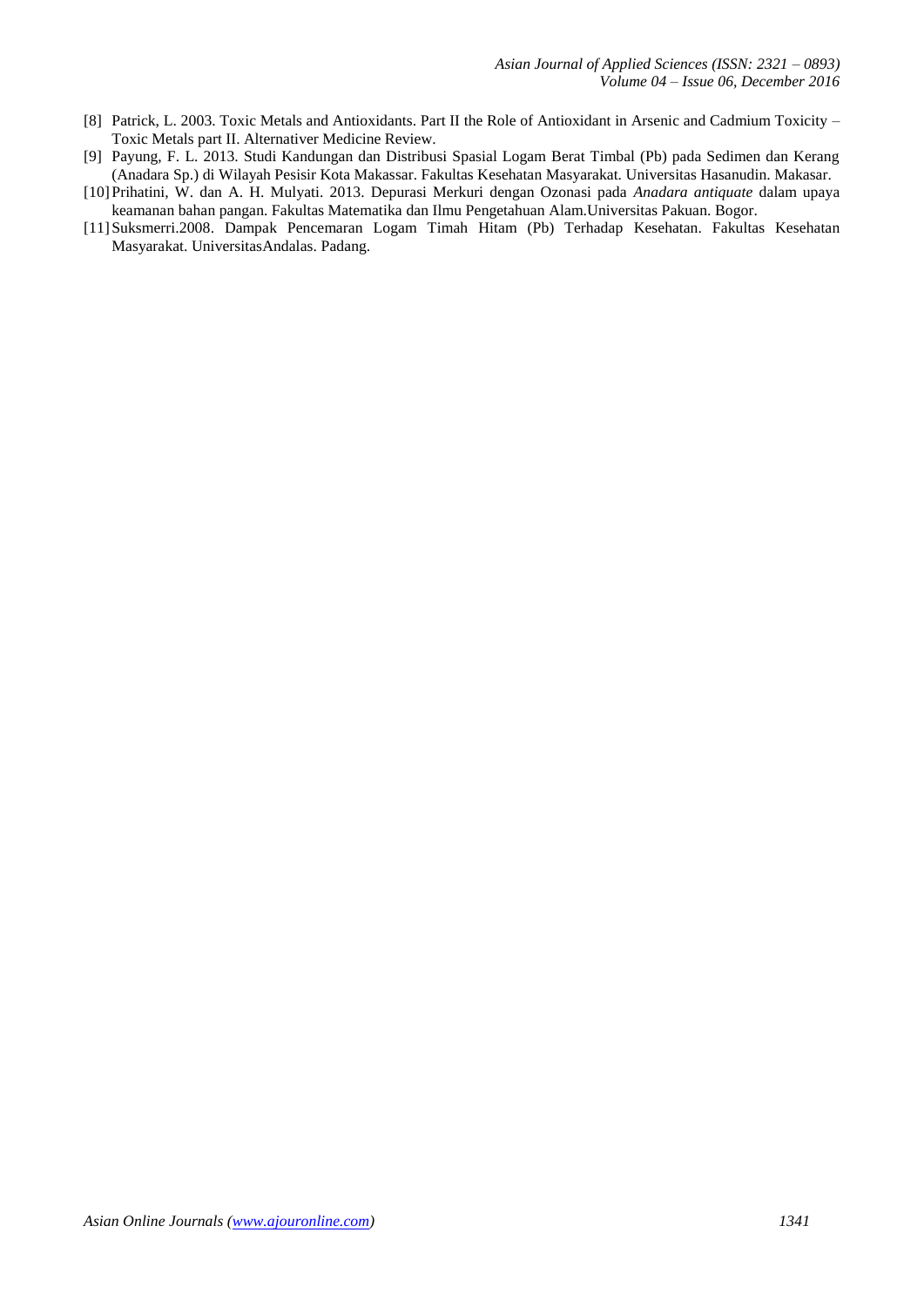[8] Patrick, L. 2003. Toxic Metals and Antioxidants. Part II the Role of Antioxidant in Arsenic and Cadmium Toxicity – Toxic Metals part II. Alternativer Medicine Review.

[9] Payung, F. L. 2013. Studi Kandungan dan Distribusi Spasial Logam Berat Timbal (Pb) pada Sedimen dan Kerang (Anadara Sp.) di Wilayah Pesisir Kota Makassar. Fakultas Kesehatan Masyarakat. Universitas Hasanudin. Makasar.

[10] Prihatini, W. dan A. H. Mulyati. 2013. Depurasi Merkuri dengan Ozonasi pada *Anadara antiquate* dalam upaya keamanan bahan pangan. Fakultas Matematika dan Ilmu Pengetahuan Alam.Universitas Pakuan. Bogor.

[11] Suksmerri.2008. Dampak Pencemaran Logam Timah Hitam (Pb) Terhadap Kesehatan. Fakultas Kesehatan Masyarakat. UniversitasAndalas. Padang.